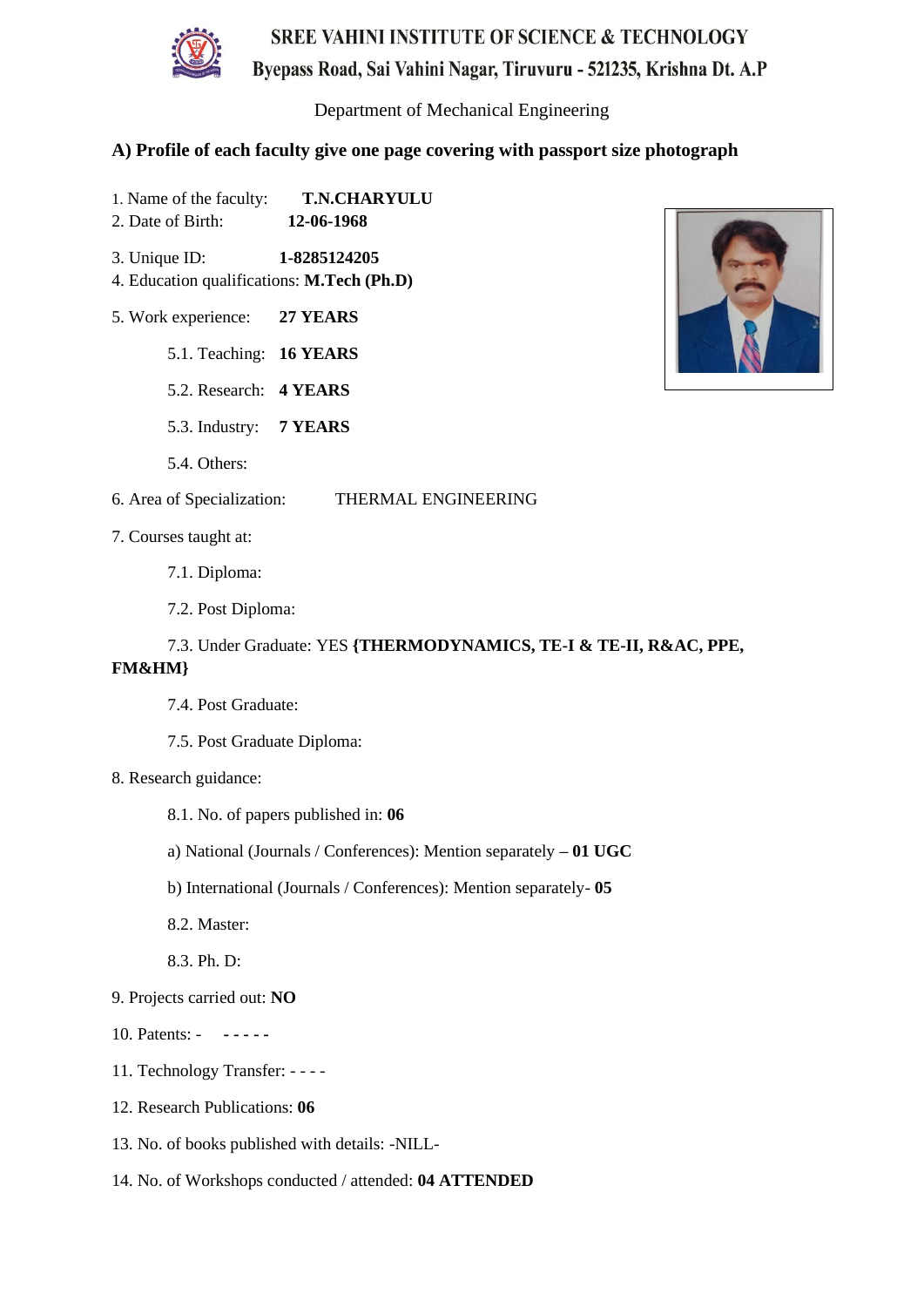# SREE VAHINI INSTITUTE OF SCIENCE & TECHNOLOGY

Byepass Road, Sai Vahini Nagar, Tiruvuru - 521235, Krishna Dt. A.P

Department of Mechanical Engineering

## A) Profile of each faculty give one page covering with passport size photograph

1. Name of the faculty: **T.N.CHARYULU**
2. Date of Birth: **12-06-1968**
3. Unique ID: **1-8285124205**
4. Education qualifications: **M.Tech (Ph.D)**
5. Work experience: **27 YEARS**
   - 5.1. Teaching: **16 YEARS**
   - 5.2. Research: **4 YEARS**
   - 5.3. Industry: **7 YEARS**
   - 5.4. Others:
6. Area of Specialization: THERMAL ENGINEERING
7. Courses taught at:
   - 7.1. Diploma:
   - 7.2. Post Diploma:
   - 7.3. Under Graduate: YES **{THERMODYNAMICS, TE-I & TE-II, R&AC, PPE, FM&HM}**
   - 7.4. Post Graduate:
   - 7.5. Post Graduate Diploma:
8. Research guidance:
   - 8.1. No. of papers published in: **06**
   - a) National (Journals / Conferences): Mention separately **– 01 UGC**
   - b) International (Journals / Conferences): Mention separately- **05**
   - 8.2. Master:
   - 8.3. Ph. D:
9. Projects carried out: **NO**
10. Patents: - **- - - - -**
11. Technology Transfer: - - - -
12. Research Publications: **06**
13. No. of books published with details: -NILL-
14. No. of Workshops conducted / attended: **04 ATTENDED**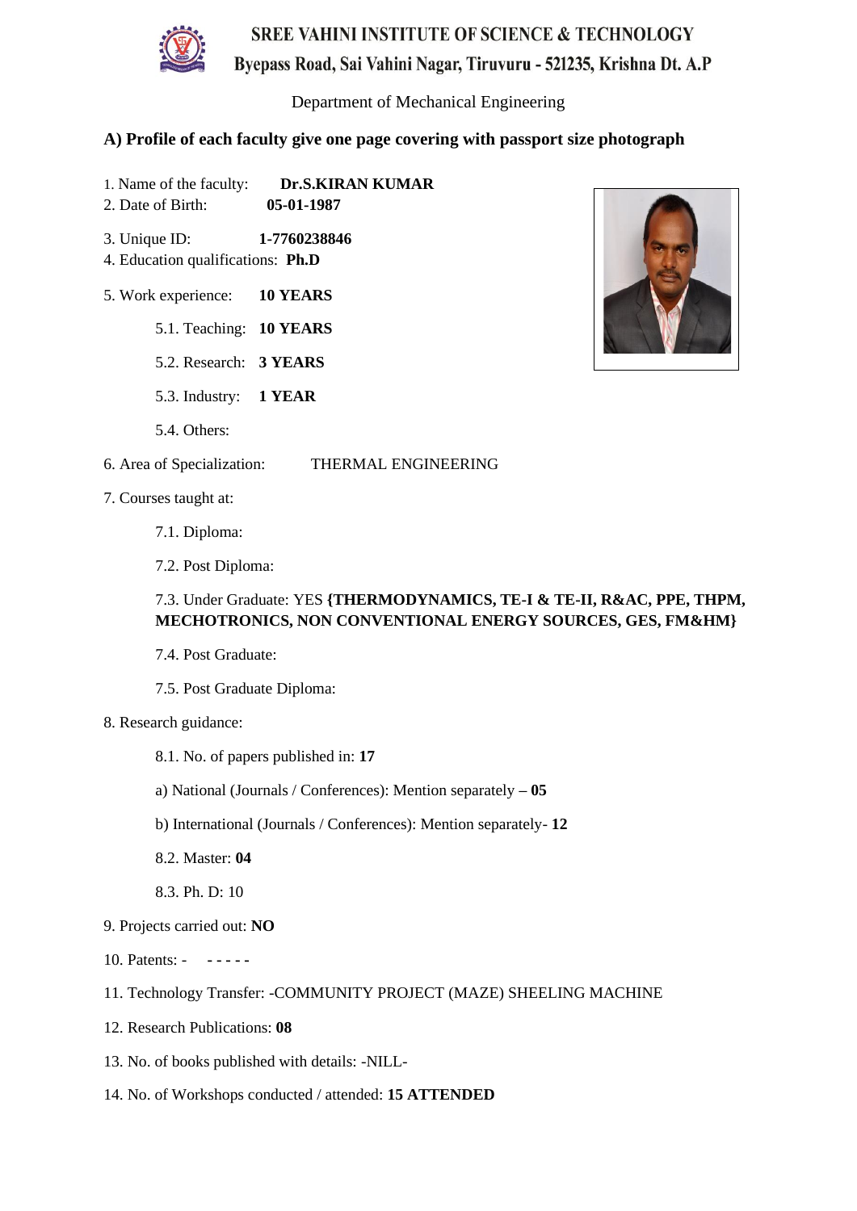# SREE VAHINI INSTITUTE OF SCIENCE & TECHNOLOGY

## Byepass Road, Sai Vahini Nagar, Tiruvuru - 521235, Krishna Dt. A.P

Department of Mechanical Engineering

### A) Profile of each faculty give one page covering with passport size photograph

1. Name of the faculty: **Dr.S.KIRAN KUMAR**
2. Date of Birth: **05-01-1987**
3. Unique ID: **1-7760238846**
4. Education qualifications: **Ph.D**
5. Work experience: **10 YEARS**
   - 5.1. Teaching: **10 YEARS**
   - 5.2. Research: **3 YEARS**
   - 5.3. Industry: **1 YEAR**
   - 5.4. Others:
6. Area of Specialization: THERMAL ENGINEERING
7. Courses taught at:
   - 7.1. Diploma:
   - 7.2. Post Diploma:
   - 7.3. Under Graduate: YES **{THERMODYNAMICS, TE-I & TE-II, R&AC, PPE, THPM, MECHOTRONICS, NON CONVENTIONAL ENERGY SOURCES, GES, FM&HM}**
   - 7.4. Post Graduate:
   - 7.5. Post Graduate Diploma:
8. Research guidance:
   - 8.1. No. of papers published in: **17**
   - a) National (Journals / Conferences): Mention separately **– 05**
   - b) International (Journals / Conferences): Mention separately- **12**
   - 8.2. Master: **04**
   - 8.3. Ph. D: 10
9. Projects carried out: **NO**
10. Patents: - **- - - - -**
11. Technology Transfer: -COMMUNITY PROJECT (MAZE) SHEELING MACHINE
12. Research Publications: **08**
13. No. of books published with details: -NILL-
14. No. of Workshops conducted / attended: **15 ATTENDED**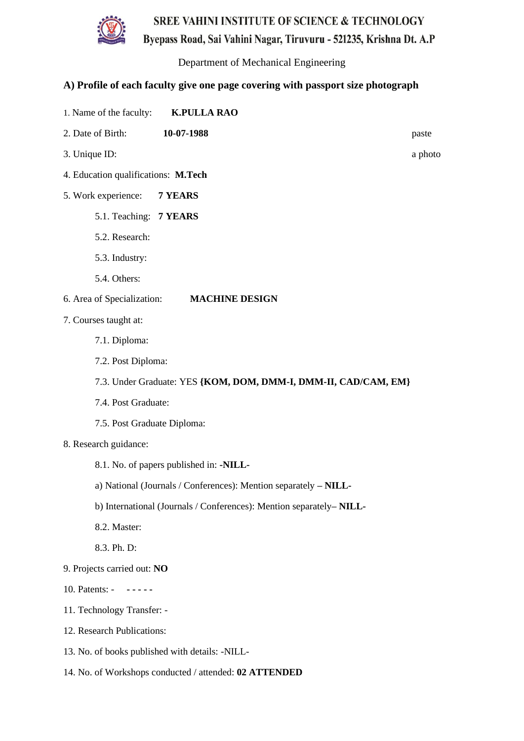# SREE VAHINI INSTITUTE OF SCIENCE & TECHNOLOGY

## Byepass Road, Sai Vahini Nagar, Tiruvuru - 521235, Krishna Dt. A.P

Department of Mechanical Engineering

### A) Profile of each faculty give one page covering with passport size photograph

1. Name of the faculty: **K.PULLA RAO**

2. Date of Birth: **10-07-1988**

paste a photo

3. Unique ID:

4. Education qualifications: **M.Tech**

5. Work experience: **7 YEARS**

   5.1. Teaching: **7 YEARS**

   5.2. Research:

   5.3. Industry:

   5.4. Others:

6. Area of Specialization: **MACHINE DESIGN**

7. Courses taught at:

   7.1. Diploma:

   7.2. Post Diploma:

   7.3. Under Graduate: YES **{KOM, DOM, DMM-I, DMM-II, CAD/CAM, EM}**

   7.4. Post Graduate:

   7.5. Post Graduate Diploma:

8. Research guidance:

   8.1. No. of papers published in: **-NILL-**

   a) National (Journals / Conferences): Mention separately **– NILL-**

   b) International (Journals / Conferences): Mention separately**– NILL-**

   8.2. Master:

   8.3. Ph. D:

9. Projects carried out: **NO**

10. Patents: - **- - - - -**

11. Technology Transfer: -

12. Research Publications:

13. No. of books published with details: -NILL-

14. No. of Workshops conducted / attended: **02 ATTENDED**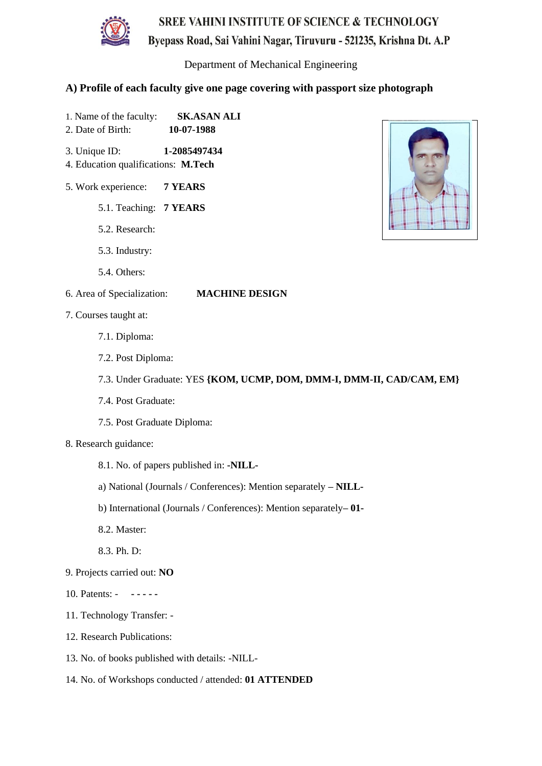# SREE VAHINI INSTITUTE OF SCIENCE & TECHNOLOGY

Byepass Road, Sai Vahini Nagar, Tiruvuru - 521235, Krishna Dt. A.P

Department of Mechanical Engineering

## A) Profile of each faculty give one page covering with passport size photograph

1. Name of the faculty: **SK.ASAN ALI**
2. Date of Birth: **10-07-1988**
3. Unique ID: **1-2085497434**
4. Education qualifications: **M.Tech**
5. Work experience: **7 YEARS**
   - 5.1. Teaching: **7 YEARS**
   - 5.2. Research:
   - 5.3. Industry:
   - 5.4. Others:
6. Area of Specialization: **MACHINE DESIGN**
7. Courses taught at:
   - 7.1. Diploma:
   - 7.2. Post Diploma:
   - 7.3. Under Graduate: YES **{KOM, UCMP, DOM, DMM-I, DMM-II, CAD/CAM, EM}**
   - 7.4. Post Graduate:
   - 7.5. Post Graduate Diploma:
8. Research guidance:
   - 8.1. No. of papers published in: -**NILL-**
   - a) National (Journals / Conferences): Mention separately – **NILL-**
   - b) International (Journals / Conferences): Mention separately– **01-**
   - 8.2. Master:
   - 8.3. Ph. D:
9. Projects carried out: **NO**
10. Patents: - **- - - - -**
11. Technology Transfer: -
12. Research Publications:
13. No. of books published with details: -NILL-
14. No. of Workshops conducted / attended: **01 ATTENDED**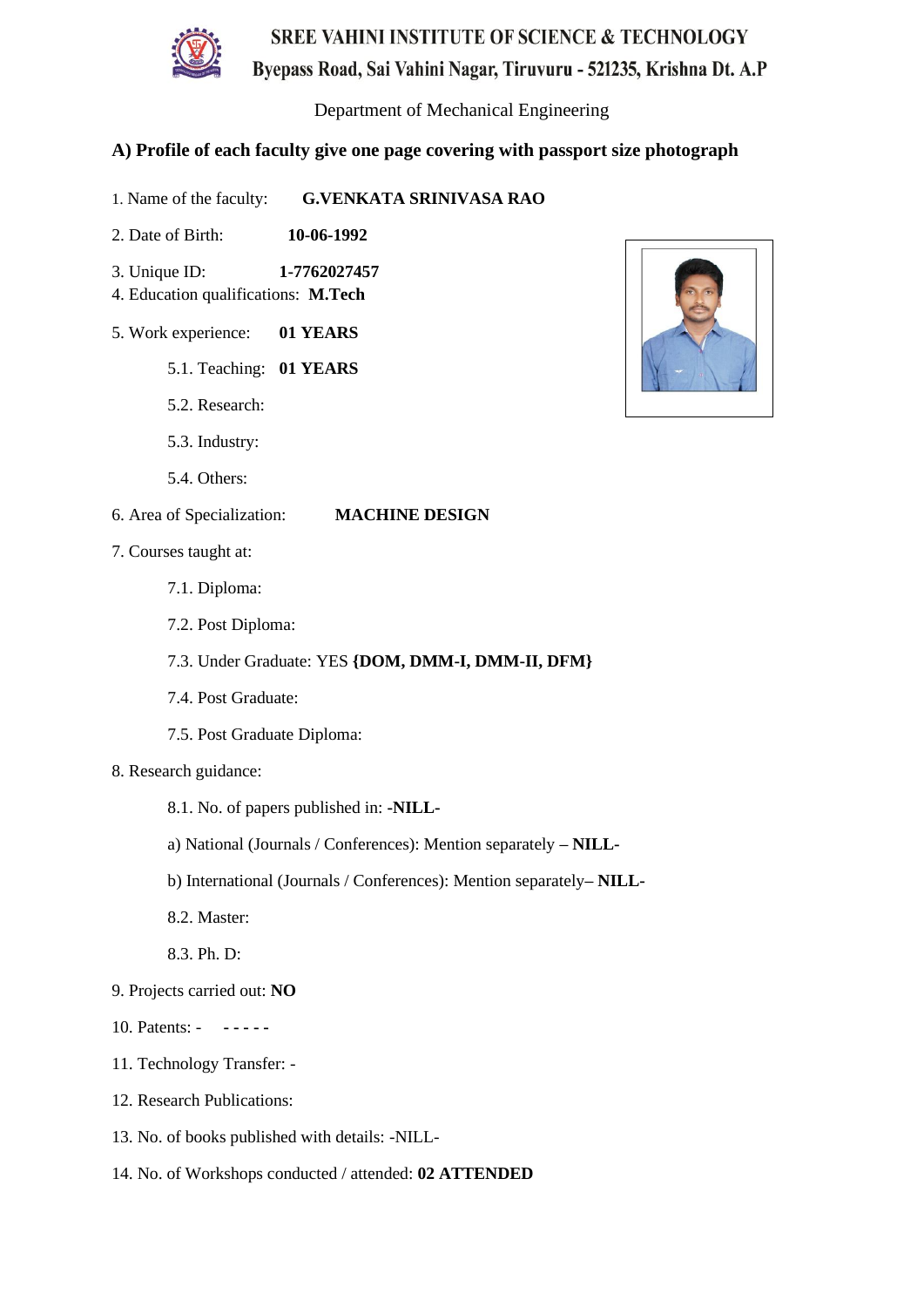# SREE VAHINI INSTITUTE OF SCIENCE & TECHNOLOGY

Byepass Road, Sai Vahini Nagar, Tiruvuru - 521235, Krishna Dt. A.P

Department of Mechanical Engineering

## A) Profile of each faculty give one page covering with passport size photograph

1. Name of the faculty: **G.VENKATA SRINIVASA RAO**
2. Date of Birth: **10-06-1992**
3. Unique ID: **1-7762027457**
4. Education qualifications: **M.Tech**
5. Work experience: **01 YEARS**
   - 5.1. Teaching: **01 YEARS**
   - 5.2. Research:
   - 5.3. Industry:
   - 5.4. Others:
6. Area of Specialization: **MACHINE DESIGN**
7. Courses taught at:
   - 7.1. Diploma:
   - 7.2. Post Diploma:
   - 7.3. Under Graduate: YES **{DOM, DMM-I, DMM-II, DFM}**
   - 7.4. Post Graduate:
   - 7.5. Post Graduate Diploma:
8. Research guidance:
   - 8.1. No. of papers published in: **-NILL-**
   - a) National (Journals / Conferences): Mention separately – **NILL-**
   - b) International (Journals / Conferences): Mention separately– **NILL-**
   - 8.2. Master:
   - 8.3. Ph. D:
9. Projects carried out: **NO**
10. Patents: - **- - - - -**
11. Technology Transfer: -
12. Research Publications:
13. No. of books published with details: -NILL-
14. No. of Workshops conducted / attended: **02 ATTENDED**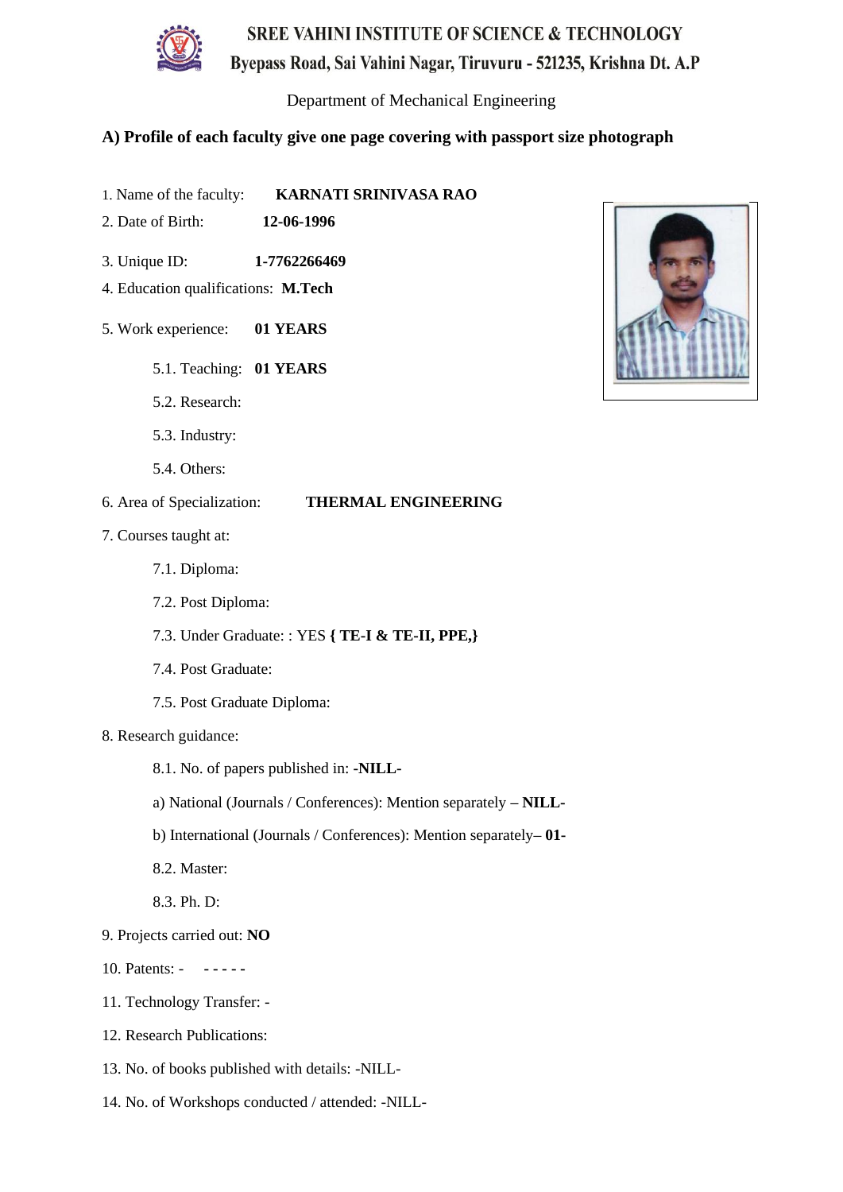**SREE VAHINI INSTITUTE OF SCIENCE & TECHNOLOGY**

**Byepass Road, Sai Vahini Nagar, Tiruvuru - 521235, Krishna Dt. A.P**

Department of Mechanical Engineering

**A) Profile of each faculty give one page covering with passport size photograph**

1. Name of the faculty: **KARNATI SRINIVASA RAO**
2. Date of Birth: **12-06-1996**
3. Unique ID: **1-7762266469**
4. Education qualifications: **M.Tech**
5. Work experience: **01 YEARS**
   - 5.1. Teaching: **01 YEARS**
   - 5.2. Research:
   - 5.3. Industry:
   - 5.4. Others:
6. Area of Specialization: **THERMAL ENGINEERING**
7. Courses taught at:
   - 7.1. Diploma:
   - 7.2. Post Diploma:
   - 7.3. Under Graduate: : YES **{ TE-I & TE-II, PPE,}**
   - 7.4. Post Graduate:
   - 7.5. Post Graduate Diploma:
8. Research guidance:
   - 8.1. No. of papers published in: -**NILL-**
   - a) National (Journals / Conferences): Mention separately **– NILL-**
   - b) International (Journals / Conferences): Mention separately**– 01-**
   - 8.2. Master:
   - 8.3. Ph. D:
9. Projects carried out: **NO**
10. Patents: - **- - - - -**
11. Technology Transfer: -
12. Research Publications:
13. No. of books published with details: -NILL-
14. No. of Workshops conducted / attended: -NILL-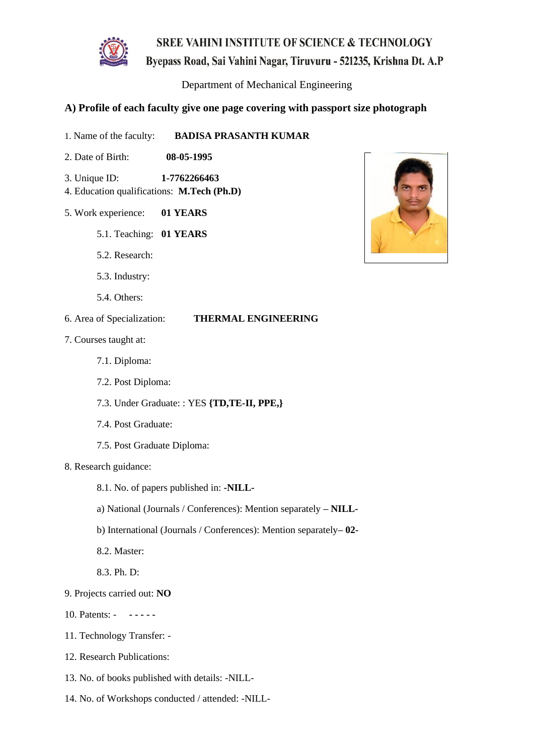# SREE VAHINI INSTITUTE OF SCIENCE & TECHNOLOGY

## Byepass Road, Sai Vahini Nagar, Tiruvuru - 521235, Krishna Dt. A.P

Department of Mechanical Engineering

### A) Profile of each faculty give one page covering with passport size photograph

1. Name of the faculty: **BADISA PRASANTH KUMAR**
2. Date of Birth: **08-05-1995**
3. Unique ID: **1-7762266463**
4. Education qualifications: **M.Tech (Ph.D)**
5. Work experience: **01 YEARS**
   - 5.1. Teaching: **01 YEARS**
   - 5.2. Research:
   - 5.3. Industry:
   - 5.4. Others:
6. Area of Specialization: **THERMAL ENGINEERING**
7. Courses taught at:
   - 7.1. Diploma:
   - 7.2. Post Diploma:
   - 7.3. Under Graduate: : YES **{TD,TE-II, PPE,}**
   - 7.4. Post Graduate:
   - 7.5. Post Graduate Diploma:
8. Research guidance:
   - 8.1. No. of papers published in: **-NILL-**
   - a) National (Journals / Conferences): Mention separately – **NILL-**
   - b) International (Journals / Conferences): Mention separately– **02-**
   - 8.2. Master:
   - 8.3. Ph. D:
9. Projects carried out: **NO**
10. Patents: - **- - - - -**
11. Technology Transfer: -
12. Research Publications:
13. No. of books published with details: -NILL-
14. No. of Workshops conducted / attended: -NILL-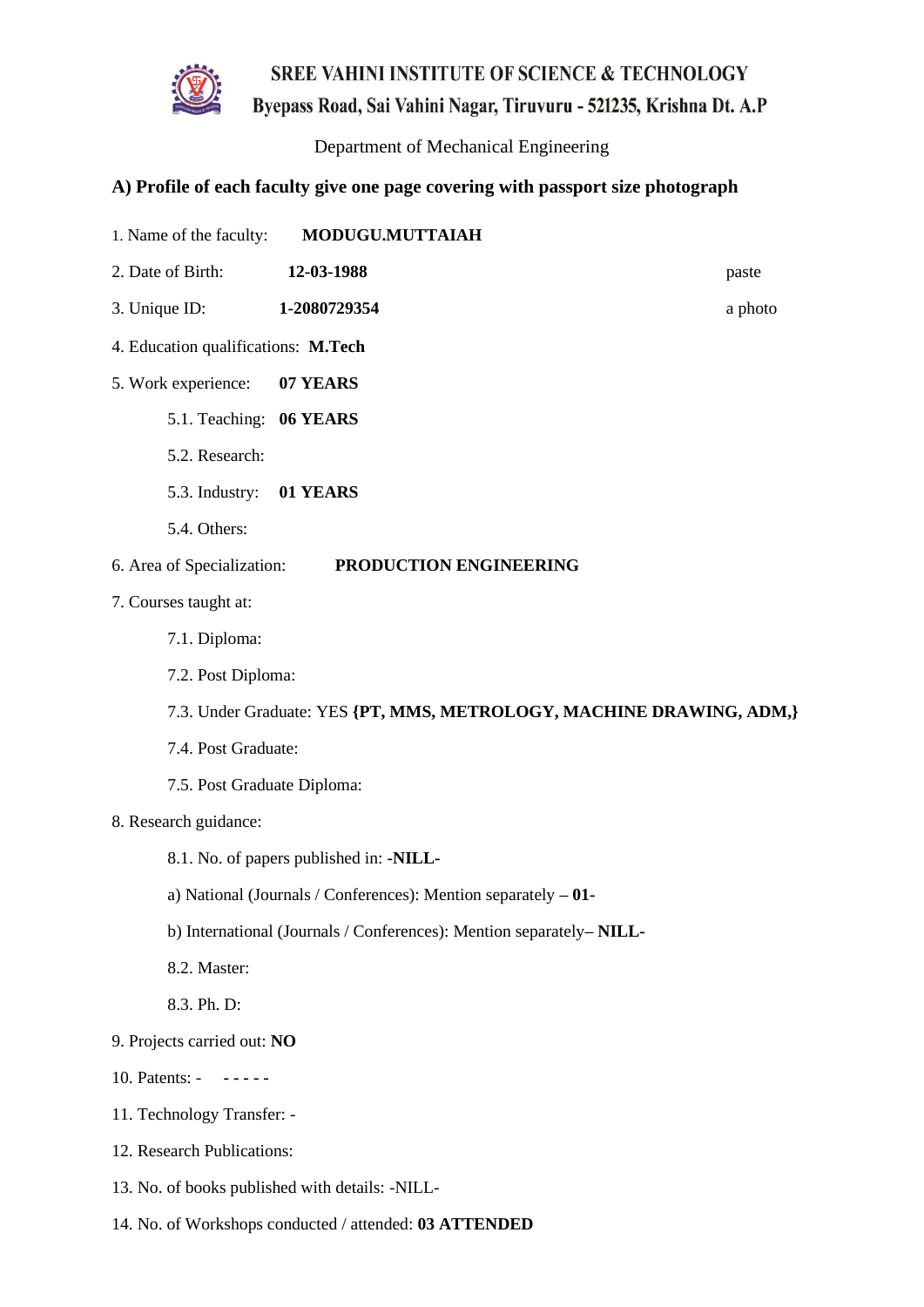**SREE VAHINI INSTITUTE OF SCIENCE & TECHNOLOGY**
**Byepass Road, Sai Vahini Nagar, Tiruvuru - 521235, Krishna Dt. A.P**

Department of Mechanical Engineering

**A) Profile of each faculty give one page covering with passport size photograph**

1. Name of the faculty: **MODUGU.MUTTAIAH**
2. Date of Birth: **12-03-1988** paste
3. Unique ID: **1-2080729354** a photo
4. Education qualifications: **M.Tech**
5. Work experience: **07 YEARS**
   - 5.1. Teaching: **06 YEARS**
   - 5.2. Research:
   - 5.3. Industry: **01 YEARS**
   - 5.4. Others:
6. Area of Specialization: **PRODUCTION ENGINEERING**
7. Courses taught at:
   - 7.1. Diploma:
   - 7.2. Post Diploma:
   - 7.3. Under Graduate: YES **{PT, MMS, METROLOGY, MACHINE DRAWING, ADM,}**
   - 7.4. Post Graduate:
   - 7.5. Post Graduate Diploma:
8. Research guidance:
   - 8.1. No. of papers published in: **-NILL-**
   - a) National (Journals / Conferences): Mention separately **– 01-**
   - b) International (Journals / Conferences): Mention separately**– NILL-**
   - 8.2. Master:
   - 8.3. Ph. D:
9. Projects carried out: **NO**
10. Patents: - **- - - - -**
11. Technology Transfer: -
12. Research Publications:
13. No. of books published with details: -NILL-
14. No. of Workshops conducted / attended: **03 ATTENDED**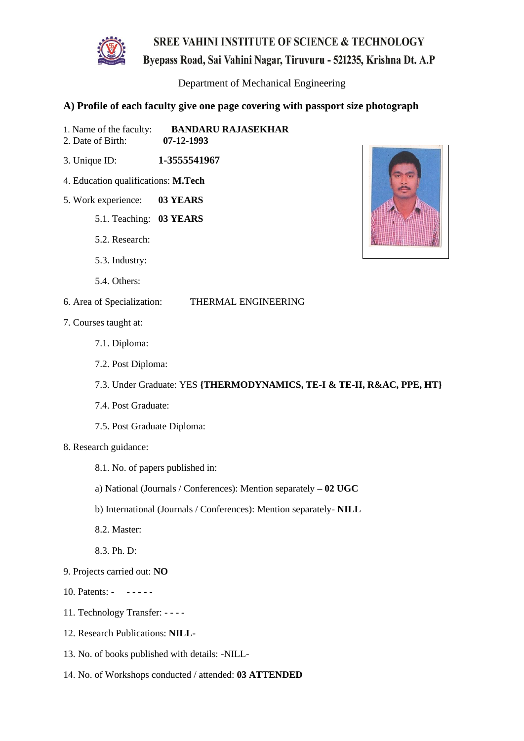# SREE VAHINI INSTITUTE OF SCIENCE & TECHNOLOGY

Byepass Road, Sai Vahini Nagar, Tiruvuru - 521235, Krishna Dt. A.P

Department of Mechanical Engineering

## A) Profile of each faculty give one page covering with passport size photograph

1. Name of the faculty: **BANDARU RAJASEKHAR**
2. Date of Birth: **07-12-1993**
3. Unique ID: **1-3555541967**
4. Education qualifications: **M.Tech**
5. Work experience: **03 YEARS**
   - 5.1. Teaching: **03 YEARS**
   - 5.2. Research:
   - 5.3. Industry:
   - 5.4. Others:
6. Area of Specialization: THERMAL ENGINEERING
7. Courses taught at:
   - 7.1. Diploma:
   - 7.2. Post Diploma:
   - 7.3. Under Graduate: YES **{THERMODYNAMICS, TE-I & TE-II, R&AC, PPE, HT}**
   - 7.4. Post Graduate:
   - 7.5. Post Graduate Diploma:
8. Research guidance:
   - 8.1. No. of papers published in:
     - a) National (Journals / Conferences): Mention separately – **02 UGC**
     - b) International (Journals / Conferences): Mention separately- **NILL**
   - 8.2. Master:
   - 8.3. Ph. D:
9. Projects carried out: **NO**
10. Patents: - - - - - -
11. Technology Transfer: - - - -
12. Research Publications: **NILL-**
13. No. of books published with details: -NILL-
14. No. of Workshops conducted / attended: **03 ATTENDED**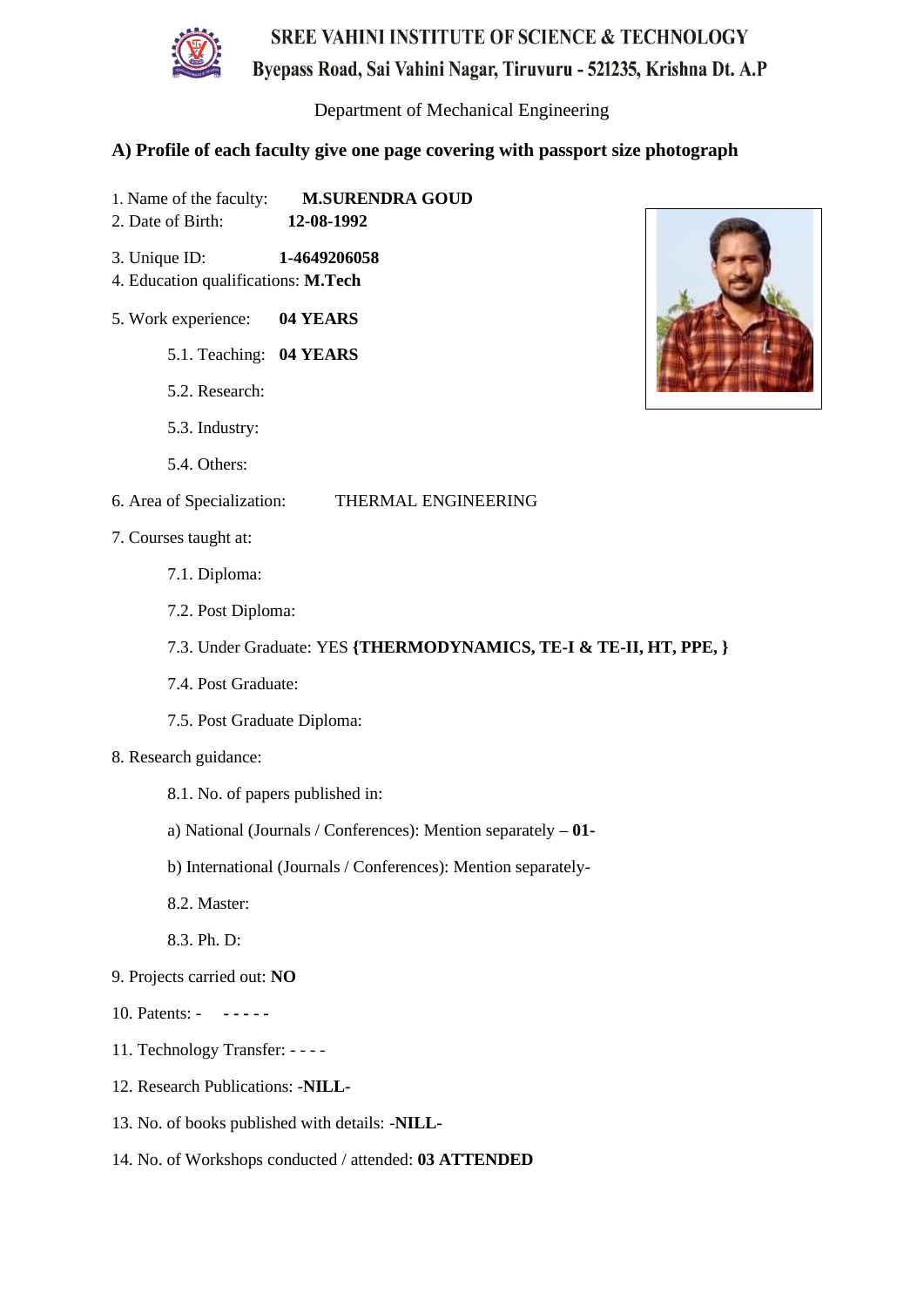# SREE VAHINI INSTITUTE OF SCIENCE & TECHNOLOGY

**Byepass Road, Sai Vahini Nagar, Tiruvuru - 521235, Krishna Dt. A.P**

Department of Mechanical Engineering

### A) Profile of each faculty give one page covering with passport size photograph

1. Name of the faculty: **M.SURENDRA GOUD**
2. Date of Birth: **12-08-1992**
3. Unique ID: **1-4649206058**
4. Education qualifications: **M.Tech**
5. Work experience: **04 YEARS**
   - 5.1. Teaching: **04 YEARS**
   - 5.2. Research:
   - 5.3. Industry:
   - 5.4. Others:
6. Area of Specialization: THERMAL ENGINEERING
7. Courses taught at:
   - 7.1. Diploma:
   - 7.2. Post Diploma:
   - 7.3. Under Graduate: YES **{THERMODYNAMICS, TE-I & TE-II, HT, PPE, }**
   - 7.4. Post Graduate:
   - 7.5. Post Graduate Diploma:
8. Research guidance:
   - 8.1. No. of papers published in:
   - a) National (Journals / Conferences): Mention separately – **01-**
   - b) International (Journals / Conferences): Mention separately-
   - 8.2. Master:
   - 8.3. Ph. D:
9. Projects carried out: **NO**
10. Patents: - **- - - - -**
11. Technology Transfer: - - - -
12. Research Publications: -**NILL-**
13. No. of books published with details: -**NILL-**
14. No. of Workshops conducted / attended: **03 ATTENDED**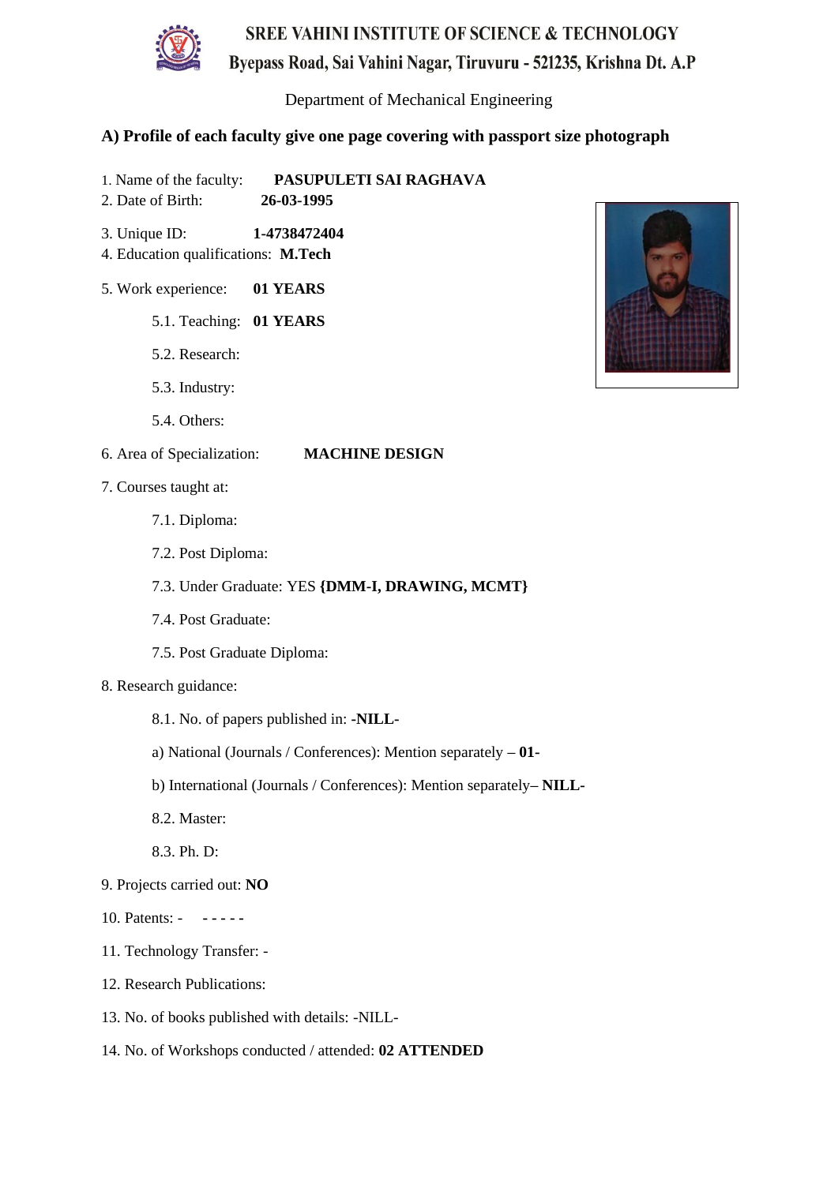# SREE VAHINI INSTITUTE OF SCIENCE & TECHNOLOGY

Byepass Road, Sai Vahini Nagar, Tiruvuru - 521235, Krishna Dt. A.P

Department of Mechanical Engineering

## A) Profile of each faculty give one page covering with passport size photograph

1. Name of the faculty: **PASUPULETI SAI RAGHAVA**
2. Date of Birth: **26-03-1995**
3. Unique ID: **1-4738472404**
4. Education qualifications: **M.Tech**
5. Work experience: **01 YEARS**
   - 5.1. Teaching: **01 YEARS**
   - 5.2. Research:
   - 5.3. Industry:
   - 5.4. Others:
6. Area of Specialization: **MACHINE DESIGN**
7. Courses taught at:
   - 7.1. Diploma:
   - 7.2. Post Diploma:
   - 7.3. Under Graduate: YES **{DMM-I, DRAWING, MCMT}**
   - 7.4. Post Graduate:
   - 7.5. Post Graduate Diploma:
8. Research guidance:
   - 8.1. No. of papers published in: -**NILL-**
   - a) National (Journals / Conferences): Mention separately – **01-**
   - b) International (Journals / Conferences): Mention separately– **NILL-**
   - 8.2. Master:
   - 8.3. Ph. D:
9. Projects carried out: **NO**
10. Patents: - **- - - - -**
11. Technology Transfer: -
12. Research Publications:
13. No. of books published with details: -NILL-
14. No. of Workshops conducted / attended: **02 ATTENDED**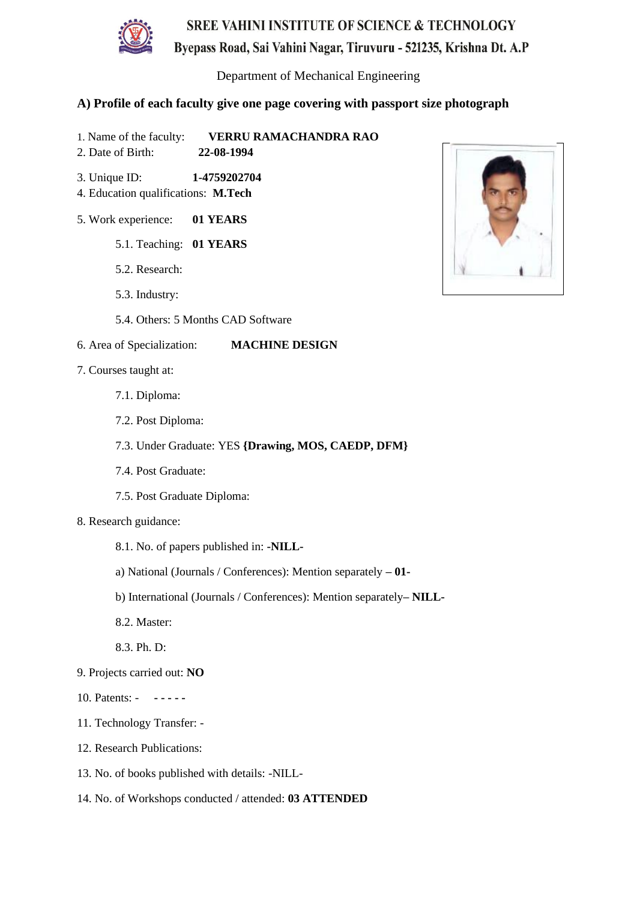# SREE VAHINI INSTITUTE OF SCIENCE & TECHNOLOGY

Byepass Road, Sai Vahini Nagar, Tiruvuru - 521235, Krishna Dt. A.P

Department of Mechanical Engineering

## A) Profile of each faculty give one page covering with passport size photograph

1. Name of the faculty: **VERRU RAMACHANDRA RAO**
2. Date of Birth: **22-08-1994**
3. Unique ID: **1-4759202704**
4. Education qualifications: **M.Tech**
5. Work experience: **01 YEARS**
   - 5.1. Teaching: **01 YEARS**
   - 5.2. Research:
   - 5.3. Industry:
   - 5.4. Others: 5 Months CAD Software
6. Area of Specialization: **MACHINE DESIGN**
7. Courses taught at:
   - 7.1. Diploma:
   - 7.2. Post Diploma:
   - 7.3. Under Graduate: YES **{Drawing, MOS, CAEDP, DFM}**
   - 7.4. Post Graduate:
   - 7.5. Post Graduate Diploma:
8. Research guidance:
   - 8.1. No. of papers published in: -**NILL-**
   - a) National (Journals / Conferences): Mention separately – **01-**
   - b) International (Journals / Conferences): Mention separately– **NILL-**
   - 8.2. Master:
   - 8.3. Ph. D:
9. Projects carried out: **NO**
10. Patents: - **- - - - -**
11. Technology Transfer: -
12. Research Publications:
13. No. of books published with details: -NILL-
14. No. of Workshops conducted / attended: **03 ATTENDED**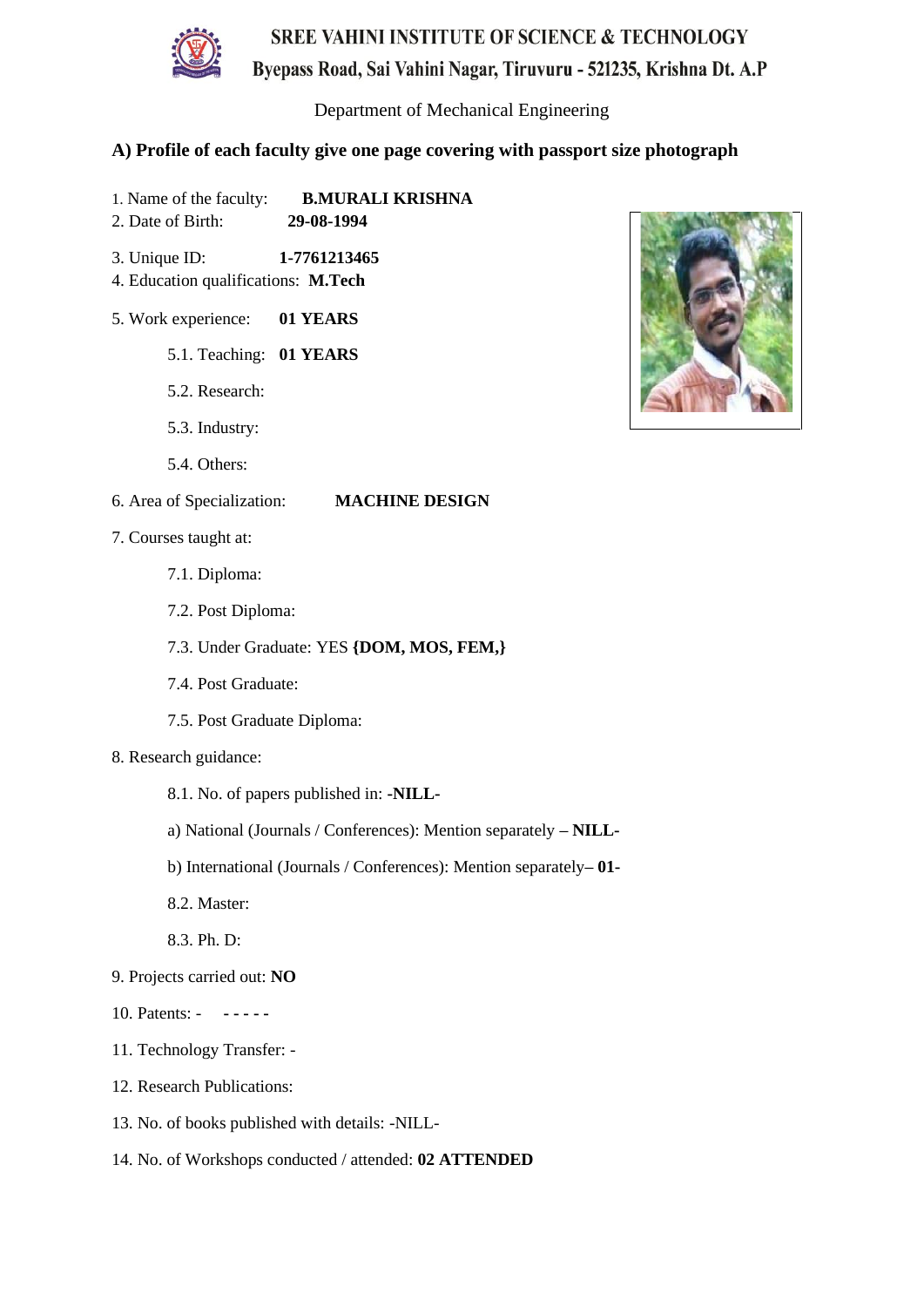# SREE VAHINI INSTITUTE OF SCIENCE & TECHNOLOGY

**Byepass Road, Sai Vahini Nagar, Tiruvuru - 521235, Krishna Dt. A.P**

Department of Mechanical Engineering

## A) Profile of each faculty give one page covering with passport size photograph

1. Name of the faculty: **B.MURALI KRISHNA**
2. Date of Birth: **29-08-1994**
3. Unique ID: **1-7761213465**
4. Education qualifications: **M.Tech**
5. Work experience: **01 YEARS**
   - 5.1. Teaching: **01 YEARS**
   - 5.2. Research:
   - 5.3. Industry:
   - 5.4. Others:
6. Area of Specialization: **MACHINE DESIGN**
7. Courses taught at:
   - 7.1. Diploma:
   - 7.2. Post Diploma:
   - 7.3. Under Graduate: YES **{DOM, MOS, FEM,}**
   - 7.4. Post Graduate:
   - 7.5. Post Graduate Diploma:
8. Research guidance:
   - 8.1. No. of papers published in: -**NILL-**
   - a) National (Journals / Conferences): Mention separately – **NILL-**
   - b) International (Journals / Conferences): Mention separately– **01-**
   - 8.2. Master:
   - 8.3. Ph. D:
9. Projects carried out: **NO**
10. Patents: - **- - - - -**
11. Technology Transfer: -
12. Research Publications:
13. No. of books published with details: -NILL-
14. No. of Workshops conducted / attended: **02 ATTENDED**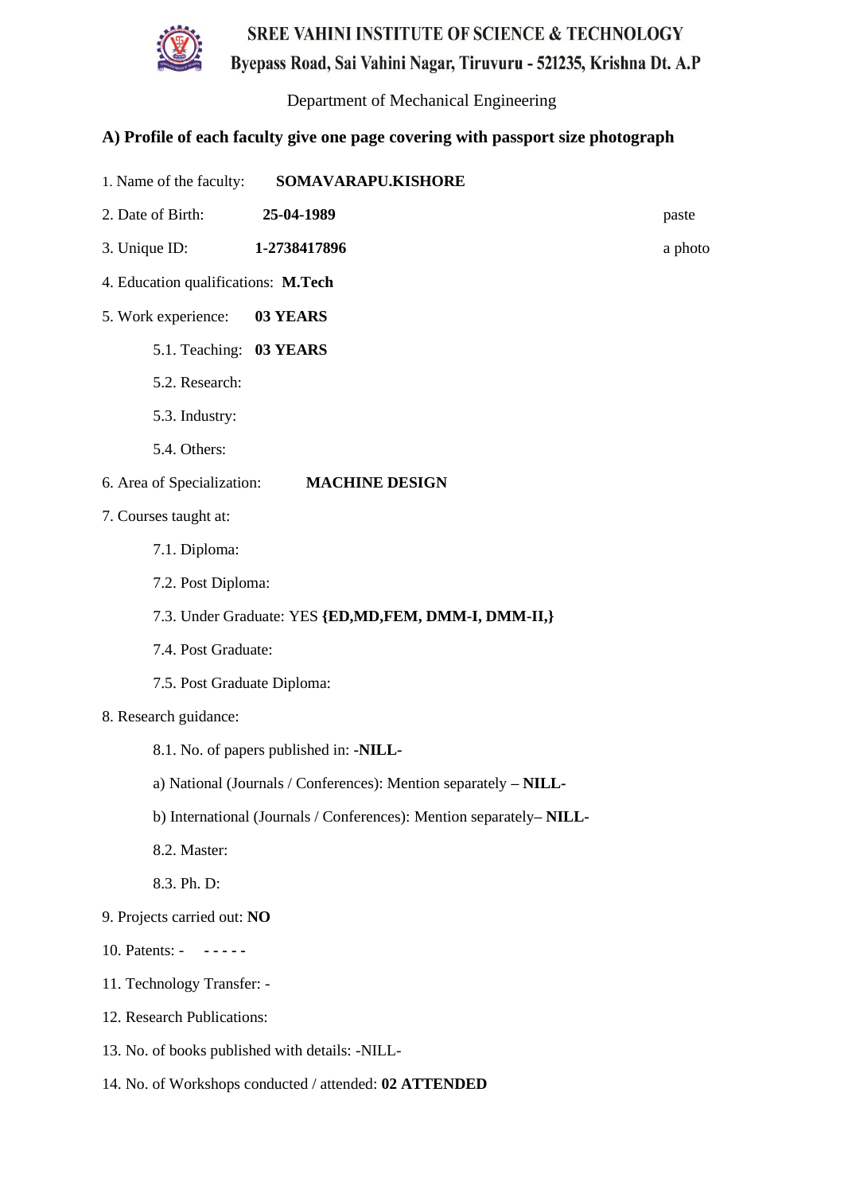# SREE VAHINI INSTITUTE OF SCIENCE & TECHNOLOGY

## Byepass Road, Sai Vahini Nagar, Tiruvuru - 521235, Krishna Dt. A.P

Department of Mechanical Engineering

### A) Profile of each faculty give one page covering with passport size photograph

1. Name of the faculty: **SOMAVARAPU.KISHORE**

2. Date of Birth: **25-04-1989** paste

3. Unique ID: **1-2738417896** a photo

4. Education qualifications: **M.Tech**

5. Work experience: **03 YEARS**

   5.1. Teaching: **03 YEARS**

   5.2. Research:

   5.3. Industry:

   5.4. Others:

6. Area of Specialization: **MACHINE DESIGN**

7. Courses taught at:

   7.1. Diploma:

   7.2. Post Diploma:

   7.3. Under Graduate: YES **{ED,MD,FEM, DMM-I, DMM-II,}**

   7.4. Post Graduate:

   7.5. Post Graduate Diploma:

8. Research guidance:

   8.1. No. of papers published in: **-NILL-**

   a) National (Journals / Conferences): Mention separately – **NILL-**

   b) International (Journals / Conferences): Mention separately– **NILL-**

   8.2. Master:

   8.3. Ph. D:

9. Projects carried out: **NO**

10. Patents: - **- - - - -**

11. Technology Transfer: -

12. Research Publications:

13. No. of books published with details: -NILL-

14. No. of Workshops conducted / attended: **02 ATTENDED**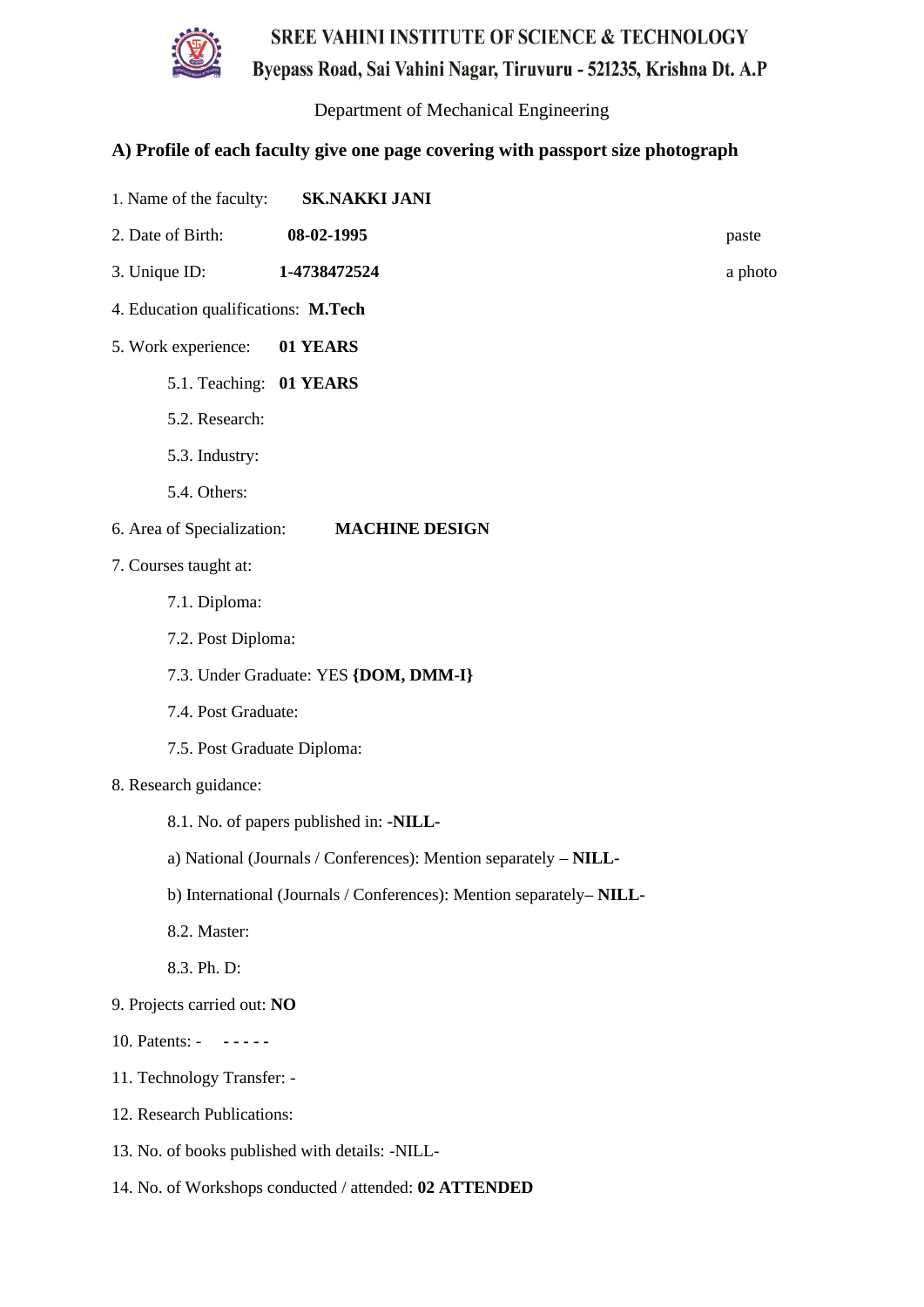# SREE VAHINI INSTITUTE OF SCIENCE & TECHNOLOGY

## Byepass Road, Sai Vahini Nagar, Tiruvuru - 521235, Krishna Dt. A.P

Department of Mechanical Engineering

### A) Profile of each faculty give one page covering with passport size photograph

1. Name of the faculty: **SK.NAKKI JANI**

2. Date of Birth: **08-02-1995**

   paste a photo

3. Unique ID: **1-4738472524**

4. Education qualifications: **M.Tech**

5. Work experience: **01 YEARS**

   5.1. Teaching: **01 YEARS**

   5.2. Research:

   5.3. Industry:

   5.4. Others:

6. Area of Specialization: **MACHINE DESIGN**

7. Courses taught at:

   7.1. Diploma:

   7.2. Post Diploma:

   7.3. Under Graduate: YES **{DOM, DMM-I}**

   7.4. Post Graduate:

   7.5. Post Graduate Diploma:

8. Research guidance:

   8.1. No. of papers published in: **-NILL-**

   a) National (Journals / Conferences): Mention separately – **NILL-**

   b) International (Journals / Conferences): Mention separately– **NILL-**

   8.2. Master:

   8.3. Ph. D:

9. Projects carried out: **NO**

10. Patents: - **- - - - -**

11. Technology Transfer: -

12. Research Publications:

13. No. of books published with details: -NILL-

14. No. of Workshops conducted / attended: **02 ATTENDED**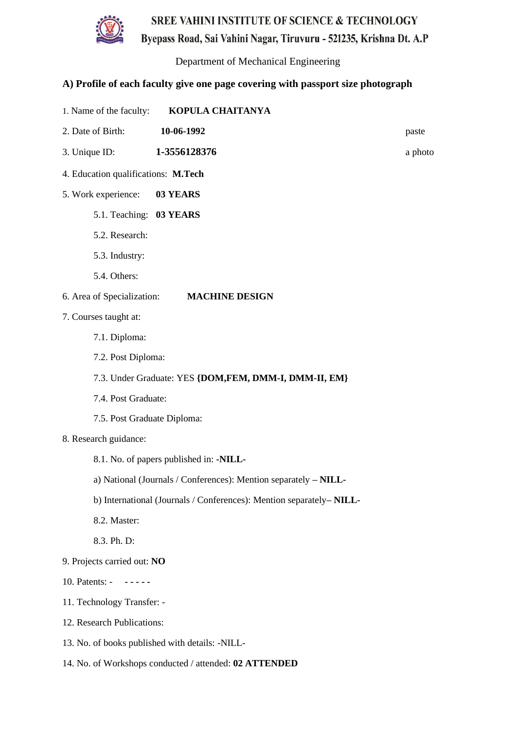# SREE VAHINI INSTITUTE OF SCIENCE & TECHNOLOGY

## Byepass Road, Sai Vahini Nagar, Tiruvuru - 521235, Krishna Dt. A.P

Department of Mechanical Engineering

### A) Profile of each faculty give one page covering with passport size photograph

1. Name of the faculty: **KOPULA CHAITANYA**
2. Date of Birth: **10-06-1992** paste
3. Unique ID: **1-3556128376** a photo
4. Education qualifications: **M.Tech**
5. Work experience: **03 YEARS**
   - 5.1. Teaching: **03 YEARS**
   - 5.2. Research:
   - 5.3. Industry:
   - 5.4. Others:
6. Area of Specialization: **MACHINE DESIGN**
7. Courses taught at:
   - 7.1. Diploma:
   - 7.2. Post Diploma:
   - 7.3. Under Graduate: YES **{DOM,FEM, DMM-I, DMM-II, EM}**
   - 7.4. Post Graduate:
   - 7.5. Post Graduate Diploma:
8. Research guidance:
   - 8.1. No. of papers published in: -**NILL**-
   - a) National (Journals / Conferences): Mention separately – **NILL-**
   - b) International (Journals / Conferences): Mention separately– **NILL-**
   - 8.2. Master:
   - 8.3. Ph. D:
9. Projects carried out: **NO**
10. Patents: - - - - - -
11. Technology Transfer: -
12. Research Publications:
13. No. of books published with details: -NILL-
14. No. of Workshops conducted / attended: **02 ATTENDED**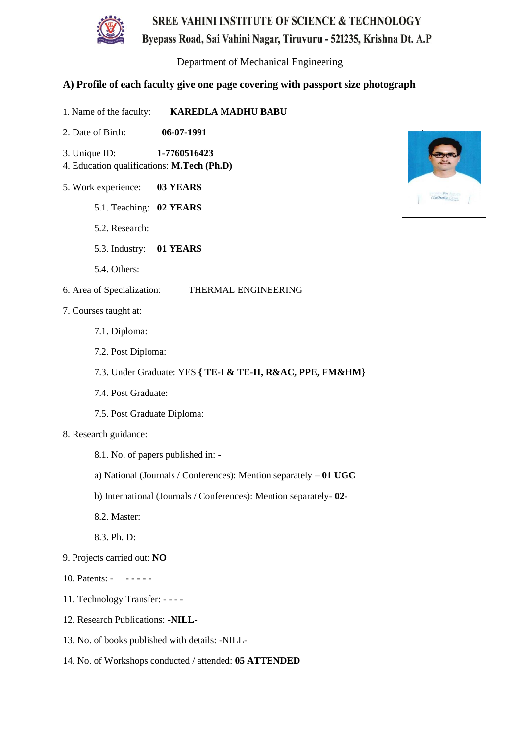# SREE VAHINI INSTITUTE OF SCIENCE & TECHNOLOGY

Byepass Road, Sai Vahini Nagar, Tiruvuru - 521235, Krishna Dt. A.P

Department of Mechanical Engineering

## A) Profile of each faculty give one page covering with passport size photograph

1. Name of the faculty: **KAREDLA MADHU BABU**
2. Date of Birth: **06-07-1991**
3. Unique ID: **1-7760516423**
4. Education qualifications: **M.Tech (Ph.D)**
5. Work experience: **03 YEARS**
   - 5.1. Teaching: **02 YEARS**
   - 5.2. Research:
   - 5.3. Industry: **01 YEARS**
   - 5.4. Others:
6. Area of Specialization: THERMAL ENGINEERING
7. Courses taught at:
   - 7.1. Diploma:
   - 7.2. Post Diploma:
   - 7.3. Under Graduate: YES **{ TE-I & TE-II, R&AC, PPE, FM&HM}**
   - 7.4. Post Graduate:
   - 7.5. Post Graduate Diploma:
8. Research guidance:
   - 8.1. No. of papers published in: -
   - a) National (Journals / Conferences): Mention separately – **01 UGC**
   - b) International (Journals / Conferences): Mention separately- **02-**
   - 8.2. Master:
   - 8.3. Ph. D:
9. Projects carried out: **NO**
10. Patents: - - - - - -
11. Technology Transfer: - - - -
12. Research Publications: **-NILL-**
13. No. of books published with details: -NILL-
14. No. of Workshops conducted / attended: **05 ATTENDED**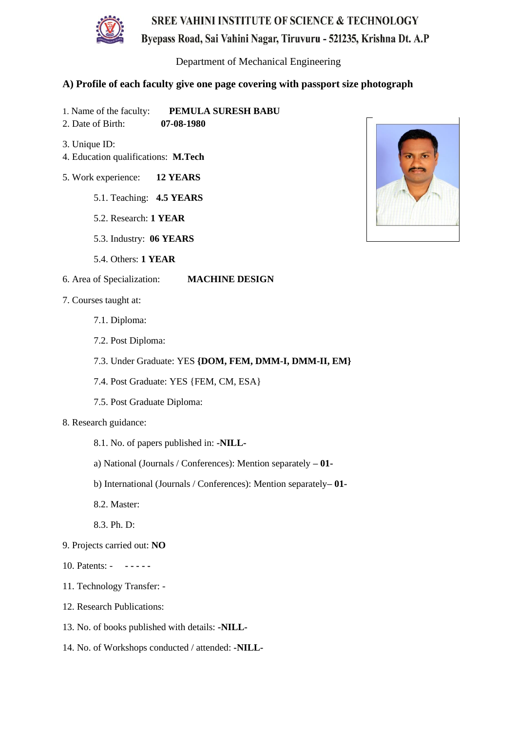SREE VAHINI INSTITUTE OF SCIENCE & TECHNOLOGY
Byepass Road, Sai Vahini Nagar, Tiruvuru - 521235, Krishna Dt. A.P

Department of Mechanical Engineering

### A) Profile of each faculty give one page covering with passport size photograph

1. Name of the faculty: **PEMULA SURESH BABU**
2. Date of Birth: **07-08-1980**
3. Unique ID:
4. Education qualifications: **M.Tech**
5. Work experience: **12 YEARS**
   - 5.1. Teaching: **4.5 YEARS**
   - 5.2. Research: **1 YEAR**
   - 5.3. Industry: **06 YEARS**
   - 5.4. Others: **1 YEAR**
6. Area of Specialization: **MACHINE DESIGN**
7. Courses taught at:
   - 7.1. Diploma:
   - 7.2. Post Diploma:
   - 7.3. Under Graduate: YES **{DOM, FEM, DMM-I, DMM-II, EM}**
   - 7.4. Post Graduate: YES {FEM, CM, ESA}
   - 7.5. Post Graduate Diploma:
8. Research guidance:
   - 8.1. No. of papers published in: -**NILL-**
   - a) National (Journals / Conferences): Mention separately – **01-**
   - b) International (Journals / Conferences): Mention separately– **01-**
   - 8.2. Master:
   - 8.3. Ph. D:
9. Projects carried out: **NO**
10. Patents: - **- - - - -**
11. Technology Transfer: -
12. Research Publications:
13. No. of books published with details: -**NILL-**
14. No. of Workshops conducted / attended: **-NILL-**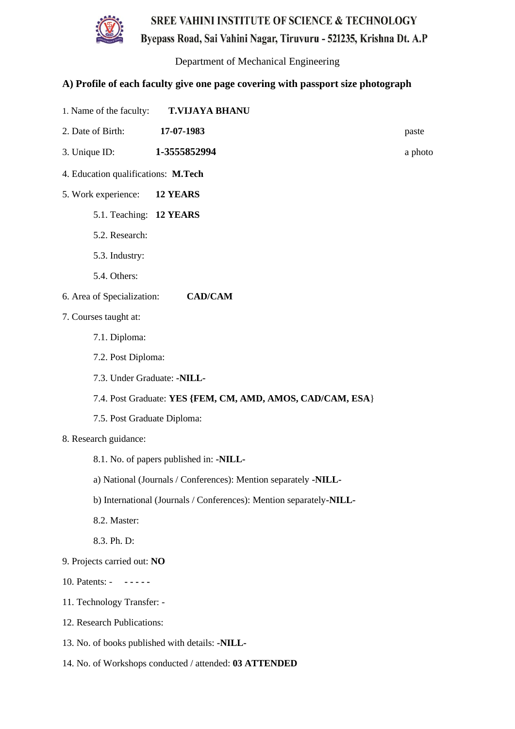# SREE VAHINI INSTITUTE OF SCIENCE & TECHNOLOGY

## Byepass Road, Sai Vahini Nagar, Tiruvuru - 521235, Krishna Dt. A.P

Department of Mechanical Engineering

**A) Profile of each faculty give one page covering with passport size photograph**

1. Name of the faculty: **T.VIJAYA BHANU**
2. Date of Birth: **17-07-1983** paste
3. Unique ID: **1-3555852994** a photo
4. Education qualifications: **M.Tech**
5. Work experience: **12 YEARS**
   - 5.1. Teaching: **12 YEARS**
   - 5.2. Research:
   - 5.3. Industry:
   - 5.4. Others:
6. Area of Specialization: **CAD/CAM**
7. Courses taught at:
   - 7.1. Diploma:
   - 7.2. Post Diploma:
   - 7.3. Under Graduate: **-NILL-**
   - 7.4. Post Graduate: **YES {FEM, CM, AMD, AMOS, CAD/CAM, ESA**}
   - 7.5. Post Graduate Diploma:
8. Research guidance:
   - 8.1. No. of papers published in: **-NILL-**
   - a) National (Journals / Conferences): Mention separately **-NILL-**
   - b) International (Journals / Conferences): Mention separately**-NILL-**
   - 8.2. Master:
   - 8.3. Ph. D:
9. Projects carried out: **NO**
10. Patents: - - - - - -
11. Technology Transfer: -
12. Research Publications:
13. No. of books published with details: **-NILL-**
14. No. of Workshops conducted / attended: **03 ATTENDED**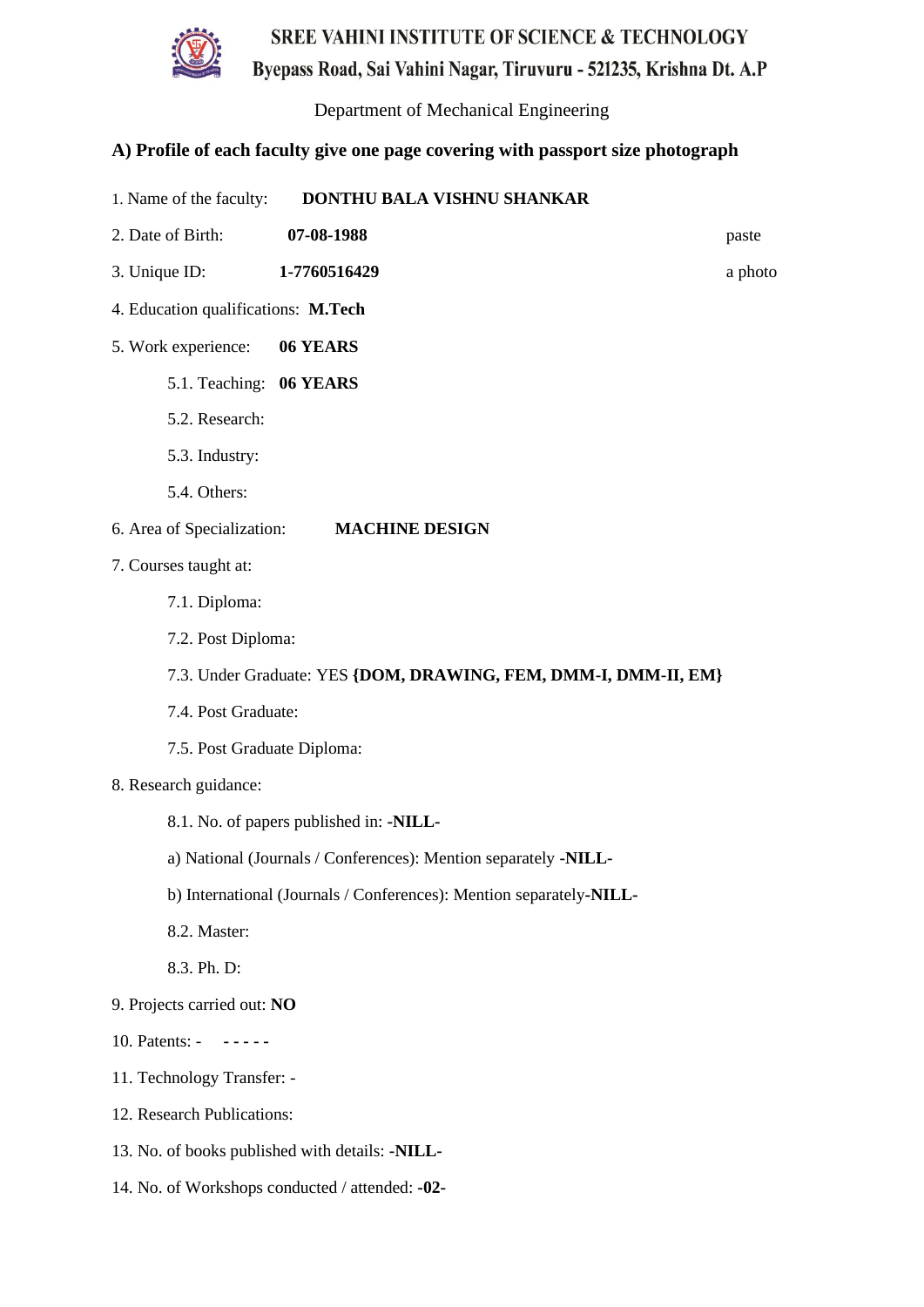# SREE VAHINI INSTITUTE OF SCIENCE & TECHNOLOGY

Byepass Road, Sai Vahini Nagar, Tiruvuru - 521235, Krishna Dt. A.P

Department of Mechanical Engineering

## A) Profile of each faculty give one page covering with passport size photograph

1. Name of the faculty: **DONTHU BALA VISHNU SHANKAR**
2. Date of Birth: **07-08-1988** paste a photo
3. Unique ID: **1-7760516429**
4. Education qualifications: **M.Tech**
5. Work experience: **06 YEARS**
   - 5.1. Teaching: **06 YEARS**
   - 5.2. Research:
   - 5.3. Industry:
   - 5.4. Others:
6. Area of Specialization: **MACHINE DESIGN**
7. Courses taught at:
   - 7.1. Diploma:
   - 7.2. Post Diploma:
   - 7.3. Under Graduate: YES **{DOM, DRAWING, FEM, DMM-I, DMM-II, EM}**
   - 7.4. Post Graduate:
   - 7.5. Post Graduate Diploma:
8. Research guidance:
   - 8.1. No. of papers published in: **-NILL-**
   - a) National (Journals / Conferences): Mention separately **-NILL-**
   - b) International (Journals / Conferences): Mention separately**-NILL-**
   - 8.2. Master:
   - 8.3. Ph. D:
9. Projects carried out: **NO**
10. Patents: - **- - - - -**
11. Technology Transfer: -
12. Research Publications:
13. No. of books published with details: **-NILL-**
14. No. of Workshops conducted / attended: **-02-**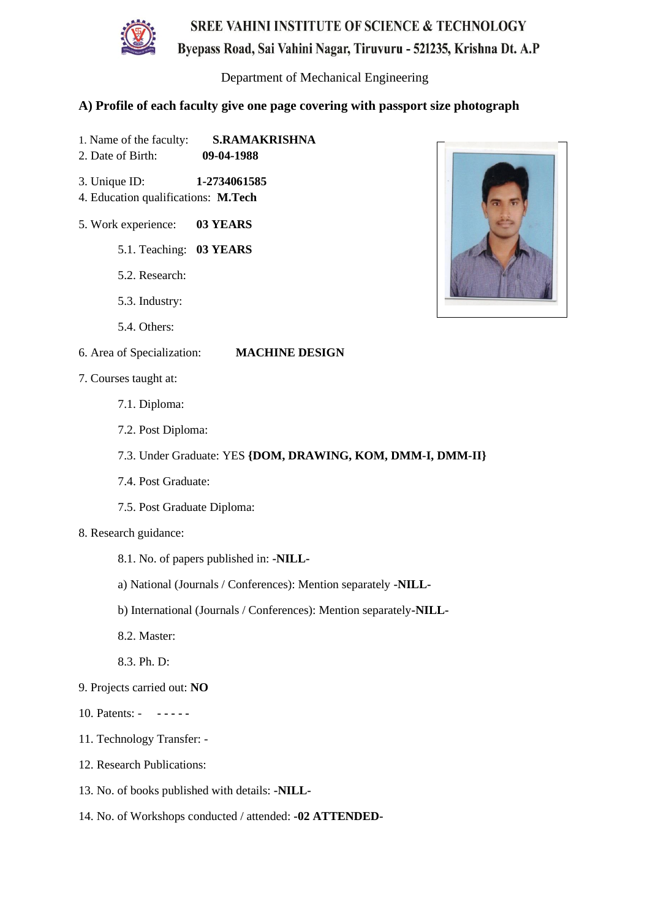# SREE VAHINI INSTITUTE OF SCIENCE & TECHNOLOGY

Byepass Road, Sai Vahini Nagar, Tiruvuru - 521235, Krishna Dt. A.P

Department of Mechanical Engineering

### A) Profile of each faculty give one page covering with passport size photograph

1. Name of the faculty: **S.RAMAKRISHNA**
2. Date of Birth: **09-04-1988**
3. Unique ID: **1-2734061585**
4. Education qualifications: **M.Tech**
5. Work experience: **03 YEARS**
   - 5.1. Teaching: **03 YEARS**
   - 5.2. Research:
   - 5.3. Industry:
   - 5.4. Others:
6. Area of Specialization: **MACHINE DESIGN**
7. Courses taught at:
   - 7.1. Diploma:
   - 7.2. Post Diploma:
   - 7.3. Under Graduate: YES **{DOM, DRAWING, KOM, DMM-I, DMM-II}**
   - 7.4. Post Graduate:
   - 7.5. Post Graduate Diploma:
8. Research guidance:
   - 8.1. No. of papers published in: -**NILL-**
   - a) National (Journals / Conferences): Mention separately **-NILL-**
   - b) International (Journals / Conferences): Mention separately**-NILL-**
   - 8.2. Master:
   - 8.3. Ph. D:
9. Projects carried out: **NO**
10. Patents: - **- - - - -**
11. Technology Transfer: -
12. Research Publications:
13. No. of books published with details: **-NILL-**
14. No. of Workshops conducted / attended: **-02 ATTENDED-**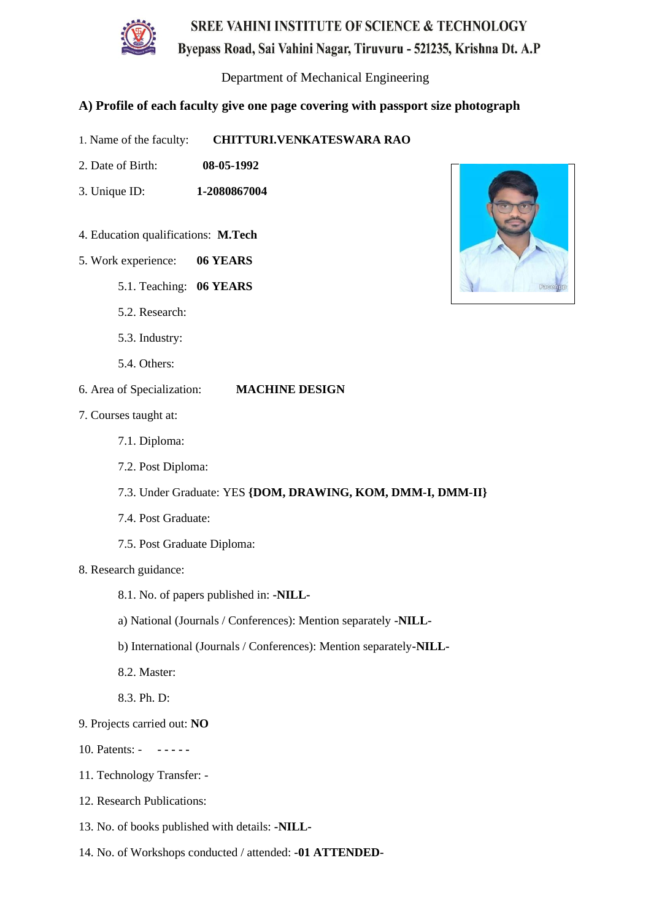# SREE VAHINI INSTITUTE OF SCIENCE & TECHNOLOGY

Byepass Road, Sai Vahini Nagar, Tiruvuru - 521235, Krishna Dt. A.P

Department of Mechanical Engineering

## A) Profile of each faculty give one page covering with passport size photograph

1. Name of the faculty: **CHITTURI.VENKATESWARA RAO**
2. Date of Birth: **08-05-1992**
3. Unique ID: **1-2080867004**
4. Education qualifications: **M.Tech**
5. Work experience: **06 YEARS**
   - 5.1. Teaching: **06 YEARS**
   - 5.2. Research:
   - 5.3. Industry:
   - 5.4. Others:
6. Area of Specialization: **MACHINE DESIGN**
7. Courses taught at:
   - 7.1. Diploma:
   - 7.2. Post Diploma:
   - 7.3. Under Graduate: YES **{DOM, DRAWING, KOM, DMM-I, DMM-II}**
   - 7.4. Post Graduate:
   - 7.5. Post Graduate Diploma:
8. Research guidance:
   - 8.1. No. of papers published in: **-NILL-**
   - a) National (Journals / Conferences): Mention separately **-NILL-**
   - b) International (Journals / Conferences): Mention separately**-NILL-**
   - 8.2. Master:
   - 8.3. Ph. D:
9. Projects carried out: **NO**
10. Patents: - **- - - - -**
11. Technology Transfer: -
12. Research Publications:
13. No. of books published with details: **-NILL-**
14. No. of Workshops conducted / attended: **-01 ATTENDED-**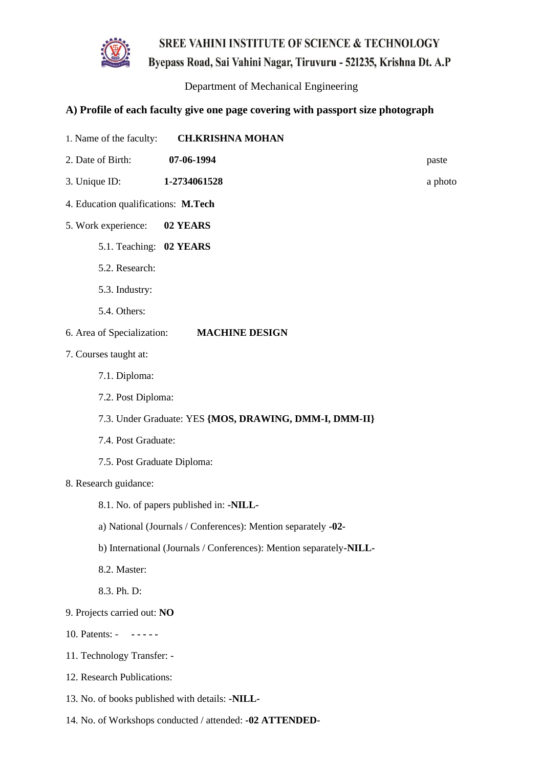# SREE VAHINI INSTITUTE OF SCIENCE & TECHNOLOGY

**Byepass Road, Sai Vahini Nagar, Tiruvuru - 521235, Krishna Dt. A.P**

Department of Mechanical Engineering

## A) Profile of each faculty give one page covering with passport size photograph

1. Name of the faculty: **CH.KRISHNA MOHAN**

2. Date of Birth: **07-06-1994** paste

3. Unique ID: **1-2734061528** a photo

4. Education qualifications: **M.Tech**

5. Work experience: **02 YEARS**

   5.1. Teaching: **02 YEARS**

   5.2. Research:

   5.3. Industry:

   5.4. Others:

6. Area of Specialization: **MACHINE DESIGN**

7. Courses taught at:

   7.1. Diploma:

   7.2. Post Diploma:

   7.3. Under Graduate: YES **{MOS, DRAWING, DMM-I, DMM-II}**

   7.4. Post Graduate:

   7.5. Post Graduate Diploma:

8. Research guidance:

   8.1. No. of papers published in: **-NILL-**

   a) National (Journals / Conferences): Mention separately **-02-**

   b) International (Journals / Conferences): Mention separately**-NILL-**

   8.2. Master:

   8.3. Ph. D:

9. Projects carried out: **NO**

10. Patents: - **- - - - -**

11. Technology Transfer: -

12. Research Publications:

13. No. of books published with details: **-NILL-**

14. No. of Workshops conducted / attended: **-02 ATTENDED-**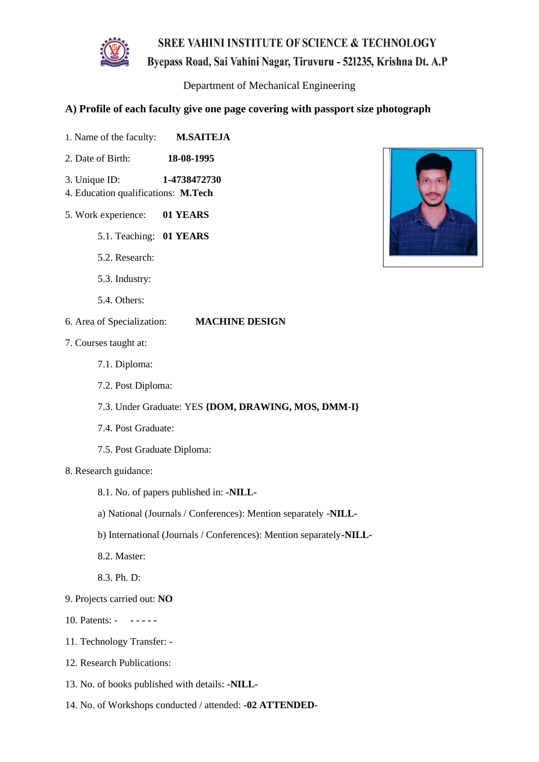# SREE VAHINI INSTITUTE OF SCIENCE & TECHNOLOGY

## Byepass Road, Sai Vahini Nagar, Tiruvuru - 521235, Krishna Dt. A.P

Department of Mechanical Engineering

### A) Profile of each faculty give one page covering with passport size photograph

1. Name of the faculty: **M.SAITEJA**

2. Date of Birth: **18-08-1995**

3. Unique ID: **1-4738472730**

4. Education qualifications: **M.Tech**

5. Work experience: **01 YEARS**

   5.1. Teaching: **01 YEARS**

   5.2. Research:

   5.3. Industry:

   5.4. Others:

6. Area of Specialization: **MACHINE DESIGN**

7. Courses taught at:

   7.1. Diploma:

   7.2. Post Diploma:

   7.3. Under Graduate: YES **{DOM, DRAWING, MOS, DMM-I}**

   7.4. Post Graduate:

   7.5. Post Graduate Diploma:

8. Research guidance:

   8.1. No. of papers published in: **-NILL-**

   a) National (Journals / Conferences): Mention separately **-NILL-**

   b) International (Journals / Conferences): Mention separately**-NILL-**

   8.2. Master:

   8.3. Ph. D:

9. Projects carried out: **NO**

10. Patents: - **- - - - -**

11. Technology Transfer: -

12. Research Publications:

13. No. of books published with details: **-NILL-**

14. No. of Workshops conducted / attended: **-02 ATTENDED-**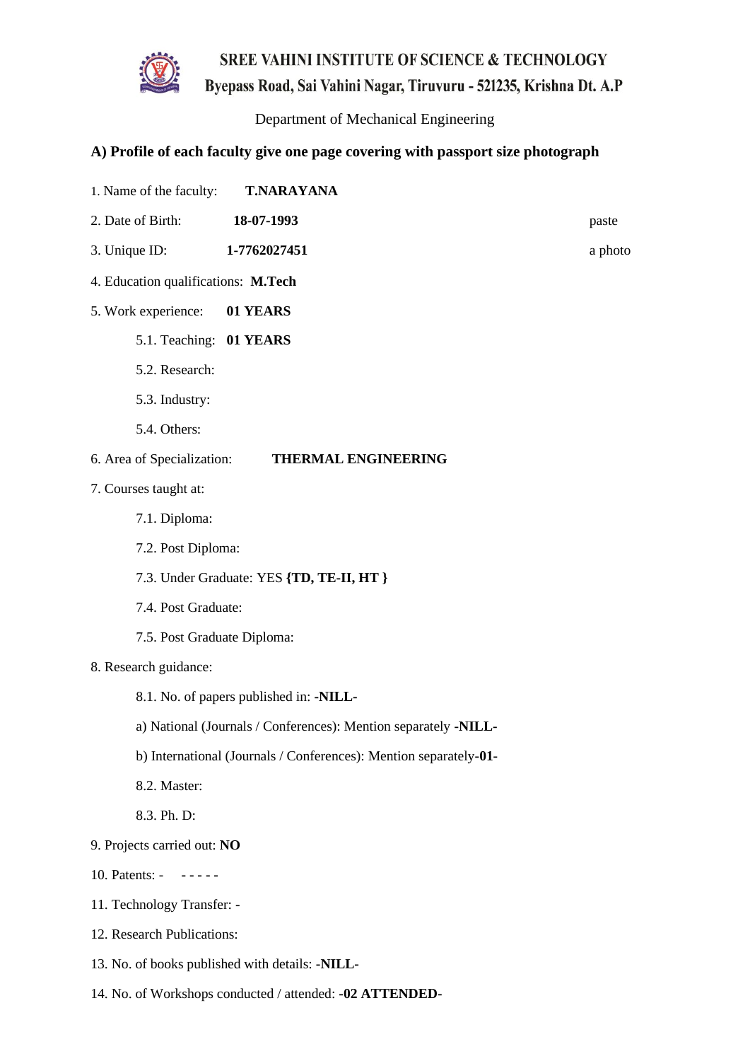# SREE VAHINI INSTITUTE OF SCIENCE & TECHNOLOGY

## Byepass Road, Sai Vahini Nagar, Tiruvuru - 521235, Krishna Dt. A.P

Department of Mechanical Engineering

### A) Profile of each faculty give one page covering with passport size photograph

1. Name of the faculty: **T.NARAYANA**
2. Date of Birth: **18-07-1993**
3. Unique ID: **1-7762027451**
4. Education qualifications: **M.Tech**
5. Work experience: **01 YEARS**
   - 5.1. Teaching: **01 YEARS**
   - 5.2. Research:
   - 5.3. Industry:
   - 5.4. Others:
6. Area of Specialization: **THERMAL ENGINEERING**
7. Courses taught at:
   - 7.1. Diploma:
   - 7.2. Post Diploma:
   - 7.3. Under Graduate: YES **{TD, TE-II, HT }**
   - 7.4. Post Graduate:
   - 7.5. Post Graduate Diploma:
8. Research guidance:
   - 8.1. No. of papers published in: **-NILL-**
   - a) National (Journals / Conferences): Mention separately **-NILL-**
   - b) International (Journals / Conferences): Mention separately**-01-**
   - 8.2. Master:
   - 8.3. Ph. D:
9. Projects carried out: **NO**
10. Patents: - **- - - - -**
11. Technology Transfer: -
12. Research Publications:
13. No. of books published with details: **-NILL-**
14. No. of Workshops conducted / attended: **-02 ATTENDED-**

paste

a photo